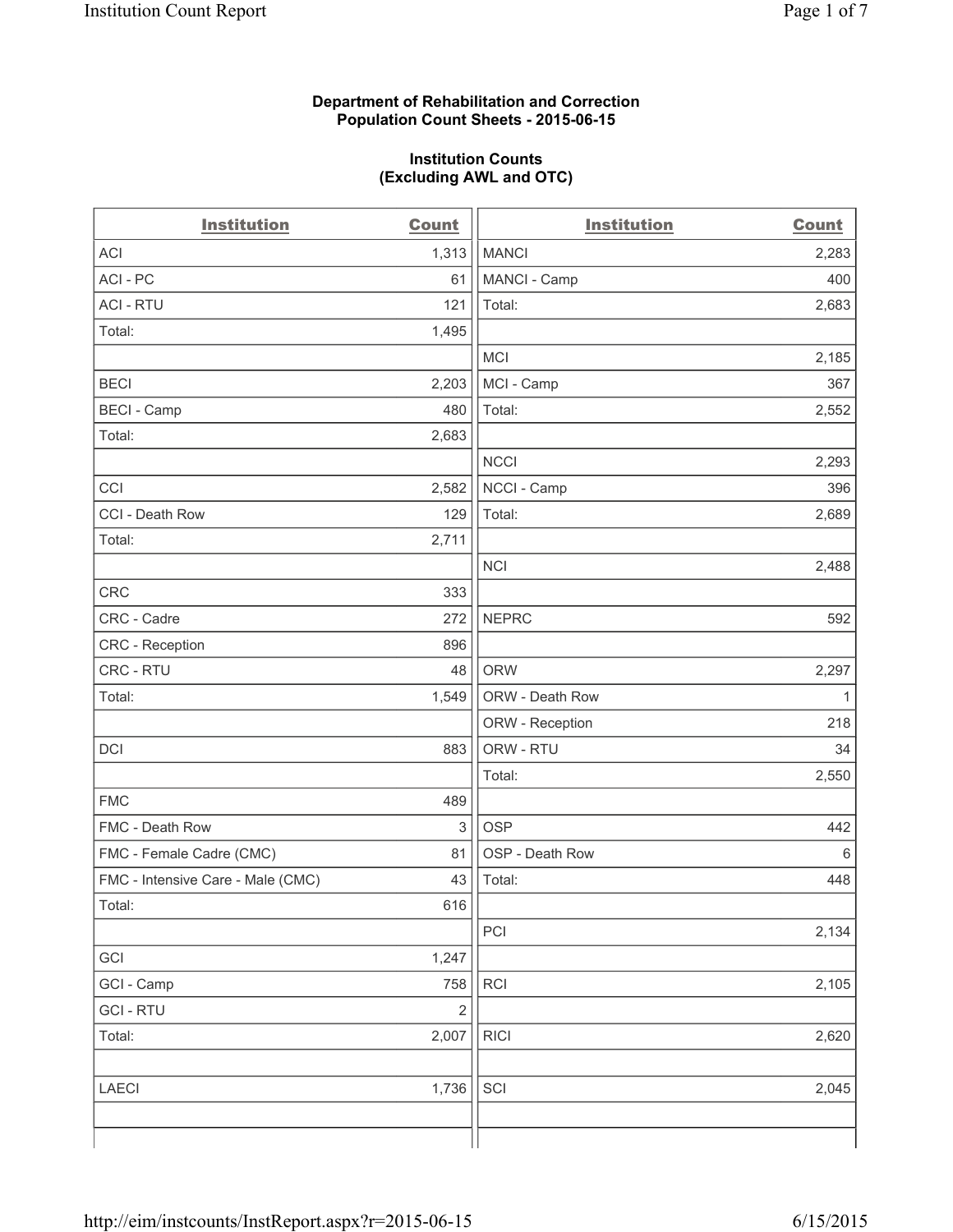**Department of Rehabilitation and Correction**
**Population Count Sheets - 2015-06-15**

**Institution Counts**
**(Excluding AWL and OTC)**

| Institution | Count | Institution | Count |
|---|---|---|---|
| ACI | 1,313 | MANCI | 2,283 |
| ACI - PC | 61 | MANCI - Camp | 400 |
| ACI - RTU | 121 | Total: | 2,683 |
| Total: | 1,495 | | |
| | | MCI | 2,185 |
| BECI | 2,203 | MCI - Camp | 367 |
| BECI - Camp | 480 | Total: | 2,552 |
| Total: | 2,683 | | |
| | | NCCI | 2,293 |
| CCI | 2,582 | NCCI - Camp | 396 |
| CCI - Death Row | 129 | Total: | 2,689 |
| Total: | 2,711 | | |
| | | NCI | 2,488 |
| CRC | 333 | | |
| CRC - Cadre | 272 | NEPRC | 592 |
| CRC - Reception | 896 | | |
| CRC - RTU | 48 | ORW | 2,297 |
| Total: | 1,549 | ORW - Death Row | 1 |
| | | ORW - Reception | 218 |
| DCI | 883 | ORW - RTU | 34 |
| | | Total: | 2,550 |
| FMC | 489 | | |
| FMC - Death Row | 3 | OSP | 442 |
| FMC - Female Cadre (CMC) | 81 | OSP - Death Row | 6 |
| FMC - Intensive Care - Male (CMC) | 43 | Total: | 448 |
| Total: | 616 | | |
| | | PCI | 2,134 |
| GCI | 1,247 | | |
| GCI - Camp | 758 | RCI | 2,105 |
| GCI - RTU | 2 | | |
| Total: | 2,007 | RICI | 2,620 |
| | | | |
| LAECI | 1,736 | SCI | 2,045 |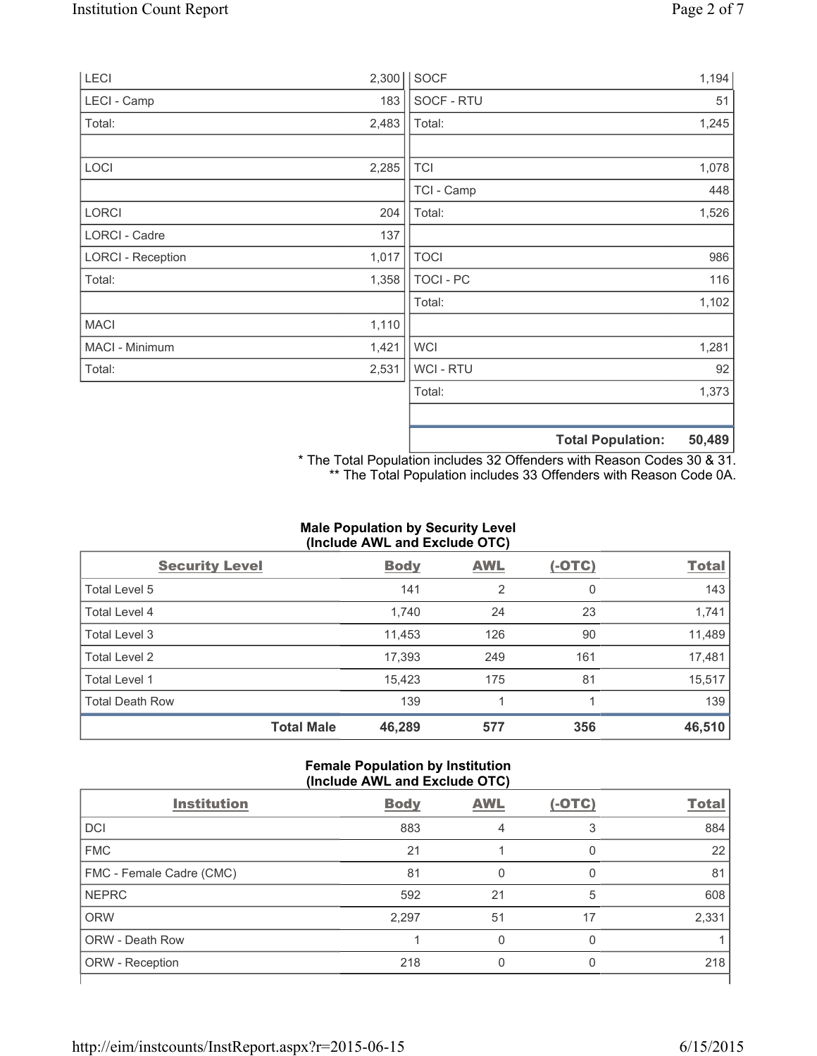| | | | |
|---|---|---|---|
| LECI | 2,300 | SOCF | 1,194 |
| LECI - Camp | 183 | SOCF - RTU | 51 |
| Total: | 2,483 | Total: | 1,245 |
| | | | |
| LOCI | 2,285 | TCI | 1,078 |
| | | TCI - Camp | 448 |
| LORCI | 204 | Total: | 1,526 |
| LORCI - Cadre | 137 | | |
| LORCI - Reception | 1,017 | TOCI | 986 |
| Total: | 1,358 | TOCI - PC | 116 |
| | | Total: | 1,102 |
| MACI | 1,110 | | |
| MACI - Minimum | 1,421 | WCI | 1,281 |
| Total: | 2,531 | WCI - RTU | 92 |
| | | Total: | 1,373 |
| | | | |
| | | **Total Population:** | **50,489** |

* The Total Population includes 32 Offenders with Reason Codes 30 & 31.
** The Total Population includes 33 Offenders with Reason Code 0A.

### Male Population by Security Level (Include AWL and Exclude OTC)

| Security Level | Body | AWL | (-OTC) | Total |
|---|---|---|---|---|
| Total Level 5 | 141 | 2 | 0 | 143 |
| Total Level 4 | 1,740 | 24 | 23 | 1,741 |
| Total Level 3 | 11,453 | 126 | 90 | 11,489 |
| Total Level 2 | 17,393 | 249 | 161 | 17,481 |
| Total Level 1 | 15,423 | 175 | 81 | 15,517 |
| Total Death Row | 139 | 1 | 1 | 139 |
| **Total Male** | **46,289** | **577** | **356** | **46,510** |

### Female Population by Institution (Include AWL and Exclude OTC)

| Institution | Body | AWL | (-OTC) | Total |
|---|---|---|---|---|
| DCI | 883 | 4 | 3 | 884 |
| FMC | 21 | 1 | 0 | 22 |
| FMC - Female Cadre (CMC) | 81 | 0 | 0 | 81 |
| NEPRC | 592 | 21 | 5 | 608 |
| ORW | 2,297 | 51 | 17 | 2,331 |
| ORW - Death Row | 1 | 0 | 0 | 1 |
| ORW - Reception | 218 | 0 | 0 | 218 |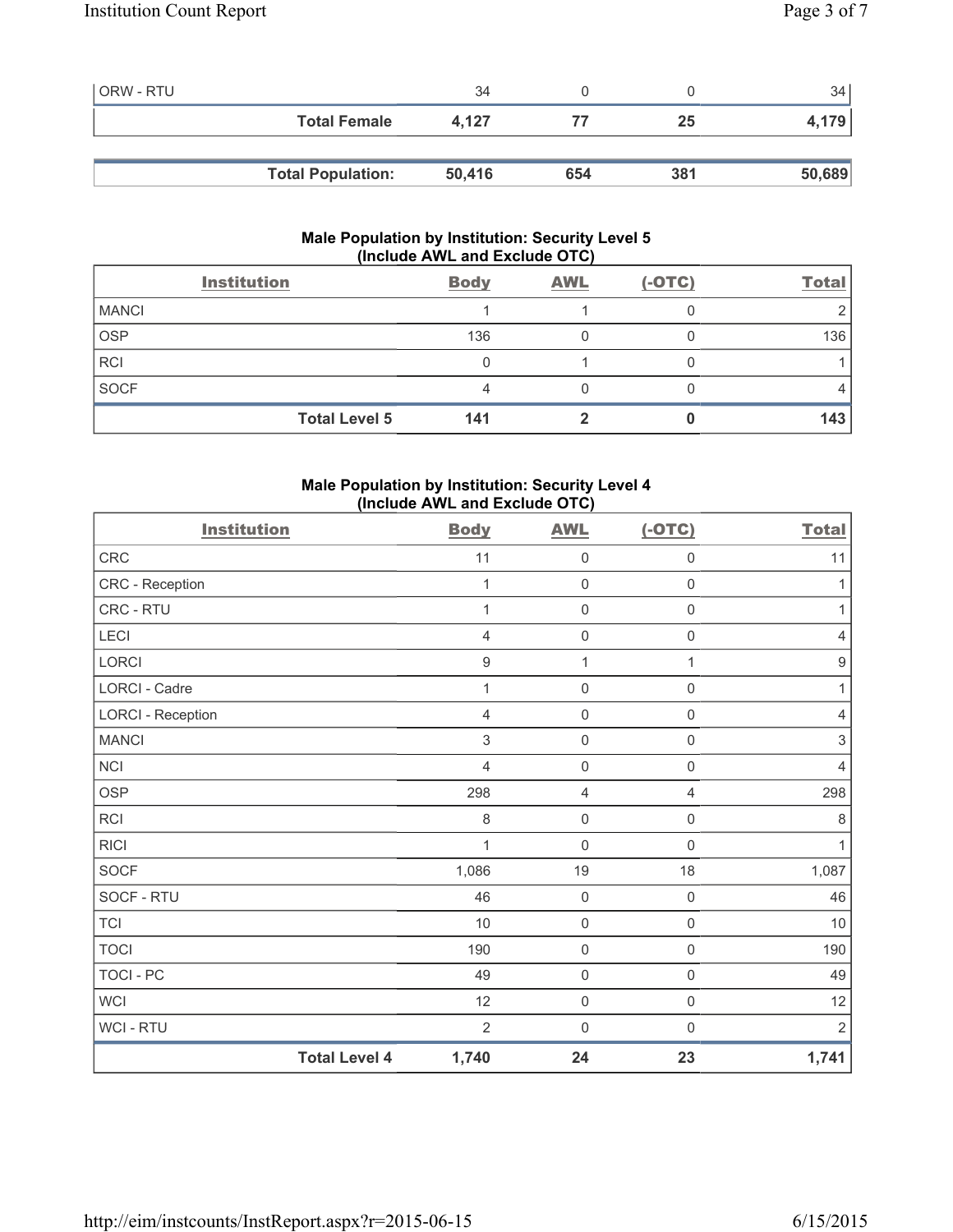| ORW - RTU | 34 | 0 | 0 | 34 |
|---|---|---|---|---|
| **Total Female** | **4,127** | **77** | **25** | **4,179** |

| **Total Population:** | **50,416** | **654** | **381** | **50,689** |
|---|---|---|---|---|

### Male Population by Institution: Security Level 5 (Include AWL and Exclude OTC)

| Institution | Body | AWL | (-OTC) | Total |
|---|---|---|---|---|
| MANCI | 1 | 1 | 0 | 2 |
| OSP | 136 | 0 | 0 | 136 |
| RCI | 0 | 1 | 0 | 1 |
| SOCF | 4 | 0 | 0 | 4 |
| **Total Level 5** | **141** | **2** | **0** | **143** |

### Male Population by Institution: Security Level 4 (Include AWL and Exclude OTC)

| Institution | Body | AWL | (-OTC) | Total |
|---|---|---|---|---|
| CRC | 11 | 0 | 0 | 11 |
| CRC - Reception | 1 | 0 | 0 | 1 |
| CRC - RTU | 1 | 0 | 0 | 1 |
| LECI | 4 | 0 | 0 | 4 |
| LORCI | 9 | 1 | 1 | 9 |
| LORCI - Cadre | 1 | 0 | 0 | 1 |
| LORCI - Reception | 4 | 0 | 0 | 4 |
| MANCI | 3 | 0 | 0 | 3 |
| NCI | 4 | 0 | 0 | 4 |
| OSP | 298 | 4 | 4 | 298 |
| RCI | 8 | 0 | 0 | 8 |
| RICI | 1 | 0 | 0 | 1 |
| SOCF | 1,086 | 19 | 18 | 1,087 |
| SOCF - RTU | 46 | 0 | 0 | 46 |
| TCI | 10 | 0 | 0 | 10 |
| TOCI | 190 | 0 | 0 | 190 |
| TOCI - PC | 49 | 0 | 0 | 49 |
| WCI | 12 | 0 | 0 | 12 |
| WCI - RTU | 2 | 0 | 0 | 2 |
| **Total Level 4** | **1,740** | **24** | **23** | **1,741** |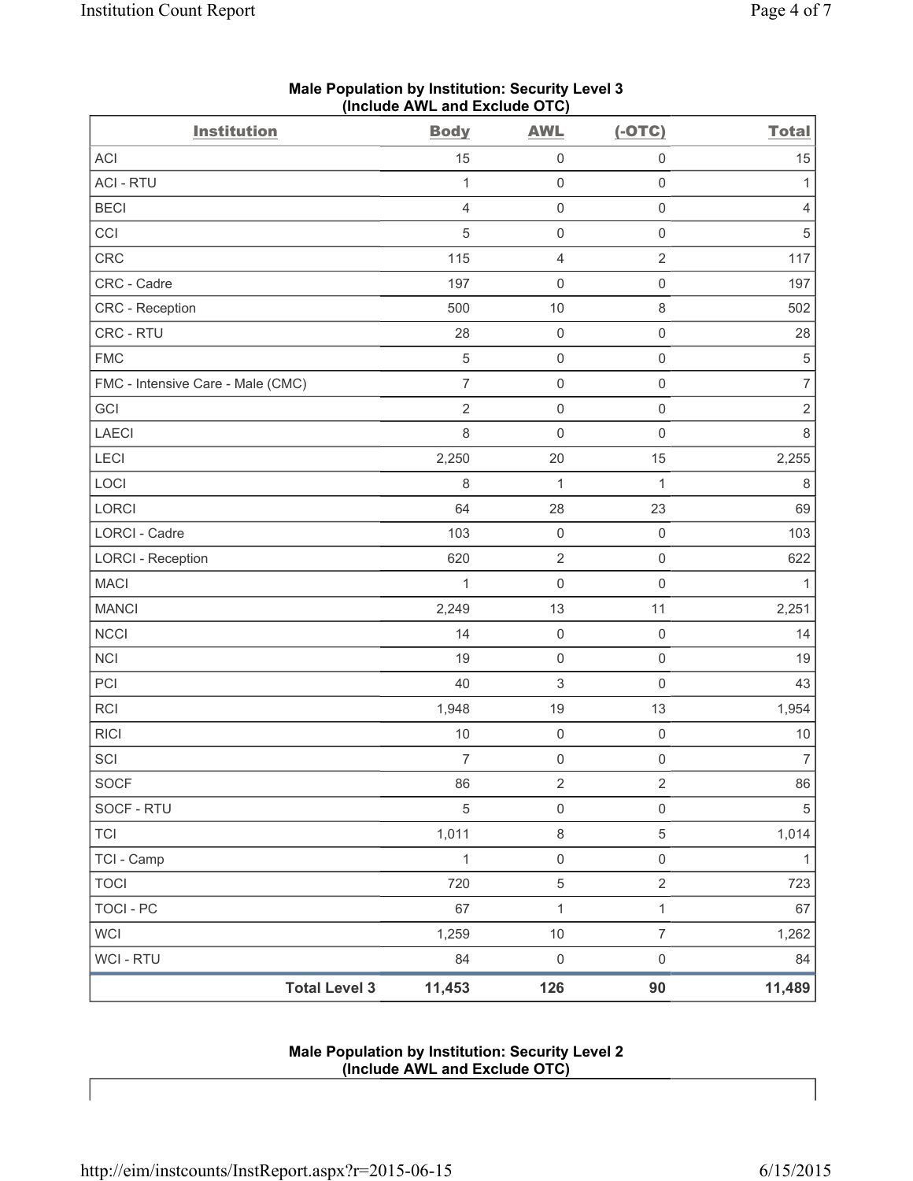**Male Population by Institution: Security Level 3**
**(Include AWL and Exclude OTC)**

| Institution | Body | AWL | (-OTC) | Total |
|---|---|---|---|---|
| ACI | 15 | 0 | 0 | 15 |
| ACI - RTU | 1 | 0 | 0 | 1 |
| BECI | 4 | 0 | 0 | 4 |
| CCI | 5 | 0 | 0 | 5 |
| CRC | 115 | 4 | 2 | 117 |
| CRC - Cadre | 197 | 0 | 0 | 197 |
| CRC - Reception | 500 | 10 | 8 | 502 |
| CRC - RTU | 28 | 0 | 0 | 28 |
| FMC | 5 | 0 | 0 | 5 |
| FMC - Intensive Care - Male (CMC) | 7 | 0 | 0 | 7 |
| GCI | 2 | 0 | 0 | 2 |
| LAECI | 8 | 0 | 0 | 8 |
| LECI | 2,250 | 20 | 15 | 2,255 |
| LOCI | 8 | 1 | 1 | 8 |
| LORCI | 64 | 28 | 23 | 69 |
| LORCI - Cadre | 103 | 0 | 0 | 103 |
| LORCI - Reception | 620 | 2 | 0 | 622 |
| MACI | 1 | 0 | 0 | 1 |
| MANCI | 2,249 | 13 | 11 | 2,251 |
| NCCI | 14 | 0 | 0 | 14 |
| NCI | 19 | 0 | 0 | 19 |
| PCI | 40 | 3 | 0 | 43 |
| RCI | 1,948 | 19 | 13 | 1,954 |
| RICI | 10 | 0 | 0 | 10 |
| SCI | 7 | 0 | 0 | 7 |
| SOCF | 86 | 2 | 2 | 86 |
| SOCF - RTU | 5 | 0 | 0 | 5 |
| TCI | 1,011 | 8 | 5 | 1,014 |
| TCI - Camp | 1 | 0 | 0 | 1 |
| TOCI | 720 | 5 | 2 | 723 |
| TOCI - PC | 67 | 1 | 1 | 67 |
| WCI | 1,259 | 10 | 7 | 1,262 |
| WCI - RTU | 84 | 0 | 0 | 84 |
| **Total Level 3** | **11,453** | **126** | **90** | **11,489** |

**Male Population by Institution: Security Level 2**
**(Include AWL and Exclude OTC)**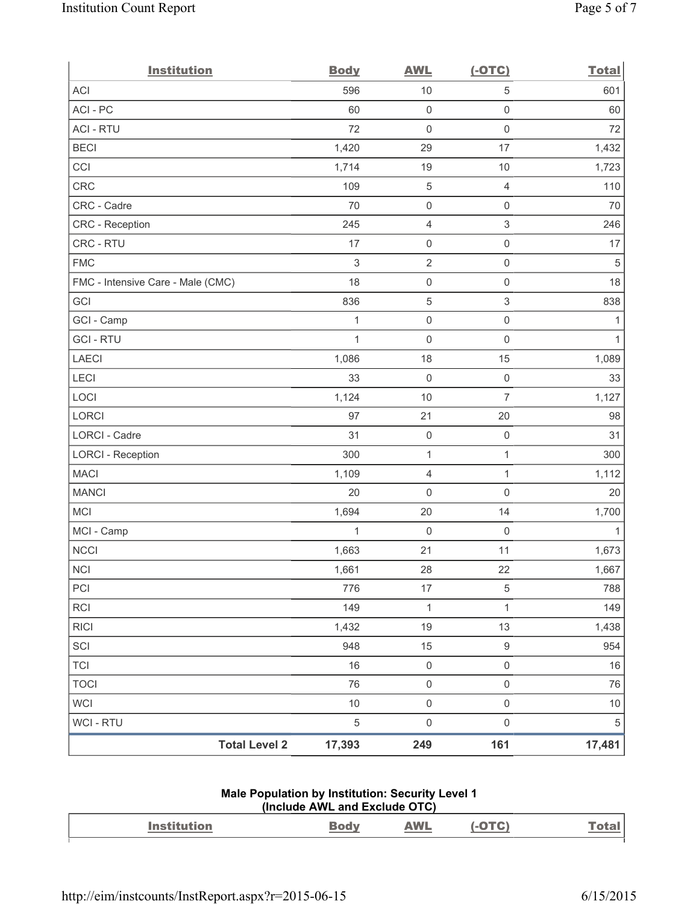| Institution | Body | AWL | (-OTC) | Total |
|---|---|---|---|---|
| ACI | 596 | 10 | 5 | 601 |
| ACI - PC | 60 | 0 | 0 | 60 |
| ACI - RTU | 72 | 0 | 0 | 72 |
| BECI | 1,420 | 29 | 17 | 1,432 |
| CCI | 1,714 | 19 | 10 | 1,723 |
| CRC | 109 | 5 | 4 | 110 |
| CRC - Cadre | 70 | 0 | 0 | 70 |
| CRC - Reception | 245 | 4 | 3 | 246 |
| CRC - RTU | 17 | 0 | 0 | 17 |
| FMC | 3 | 2 | 0 | 5 |
| FMC - Intensive Care - Male (CMC) | 18 | 0 | 0 | 18 |
| GCI | 836 | 5 | 3 | 838 |
| GCI - Camp | 1 | 0 | 0 | 1 |
| GCI - RTU | 1 | 0 | 0 | 1 |
| LAECI | 1,086 | 18 | 15 | 1,089 |
| LECI | 33 | 0 | 0 | 33 |
| LOCI | 1,124 | 10 | 7 | 1,127 |
| LORCI | 97 | 21 | 20 | 98 |
| LORCI - Cadre | 31 | 0 | 0 | 31 |
| LORCI - Reception | 300 | 1 | 1 | 300 |
| MACI | 1,109 | 4 | 1 | 1,112 |
| MANCI | 20 | 0 | 0 | 20 |
| MCI | 1,694 | 20 | 14 | 1,700 |
| MCI - Camp | 1 | 0 | 0 | 1 |
| NCCI | 1,663 | 21 | 11 | 1,673 |
| NCI | 1,661 | 28 | 22 | 1,667 |
| PCI | 776 | 17 | 5 | 788 |
| RCI | 149 | 1 | 1 | 149 |
| RICI | 1,432 | 19 | 13 | 1,438 |
| SCI | 948 | 15 | 9 | 954 |
| TCI | 16 | 0 | 0 | 16 |
| TOCI | 76 | 0 | 0 | 76 |
| WCI | 10 | 0 | 0 | 10 |
| WCI - RTU | 5 | 0 | 0 | 5 |
| **Total Level 2** | **17,393** | **249** | **161** | **17,481** |

**Male Population by Institution: Security Level 1**
**(Include AWL and Exclude OTC)**

| Institution | Body | AWL | (-OTC) | Total |
|---|---|---|---|---|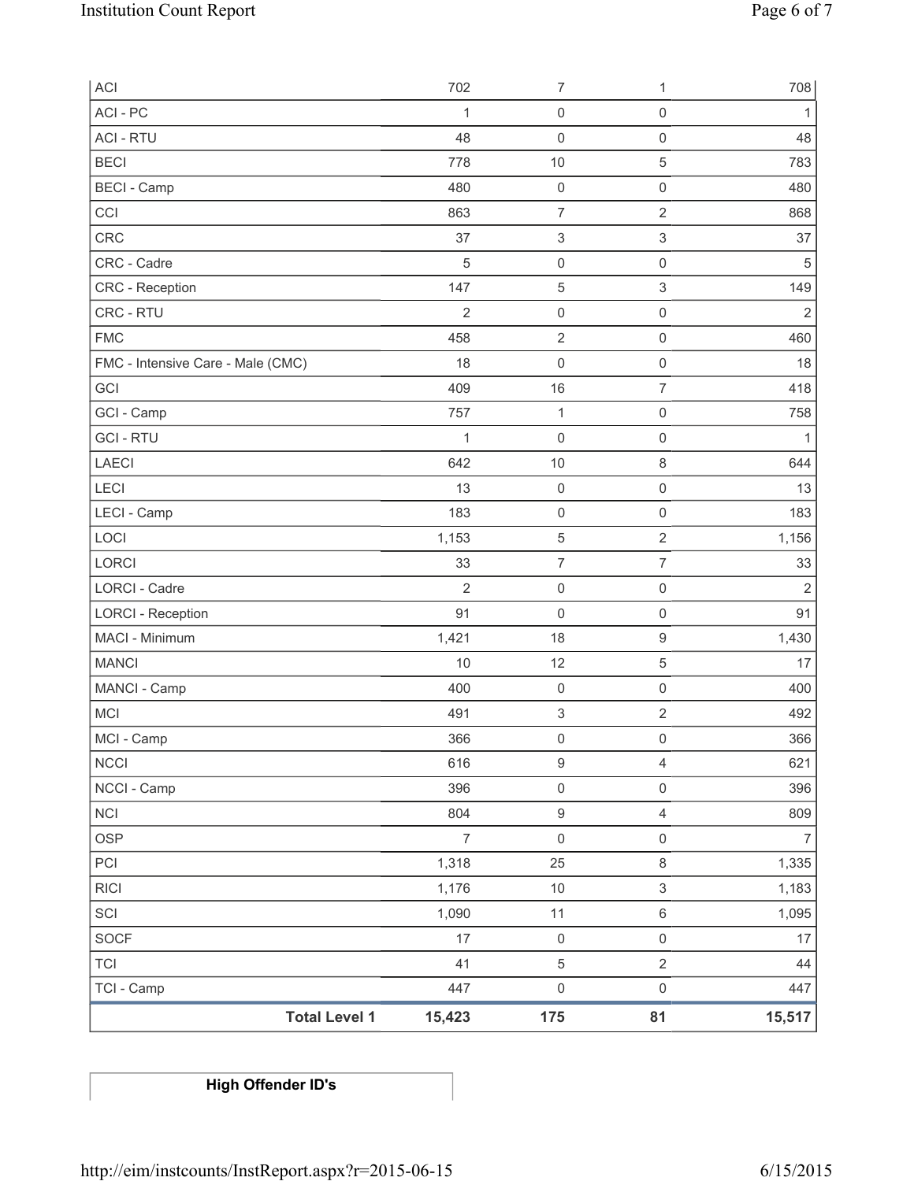| ACI | 702 | 7 | 1 | 708 |
|---|---|---|---|---|
| ACI - PC | 1 | 0 | 0 | 1 |
| ACI - RTU | 48 | 0 | 0 | 48 |
| BECI | 778 | 10 | 5 | 783 |
| BECI - Camp | 480 | 0 | 0 | 480 |
| CCI | 863 | 7 | 2 | 868 |
| CRC | 37 | 3 | 3 | 37 |
| CRC - Cadre | 5 | 0 | 0 | 5 |
| CRC - Reception | 147 | 5 | 3 | 149 |
| CRC - RTU | 2 | 0 | 0 | 2 |
| FMC | 458 | 2 | 0 | 460 |
| FMC - Intensive Care - Male (CMC) | 18 | 0 | 0 | 18 |
| GCI | 409 | 16 | 7 | 418 |
| GCI - Camp | 757 | 1 | 0 | 758 |
| GCI - RTU | 1 | 0 | 0 | 1 |
| LAECI | 642 | 10 | 8 | 644 |
| LECI | 13 | 0 | 0 | 13 |
| LECI - Camp | 183 | 0 | 0 | 183 |
| LOCI | 1,153 | 5 | 2 | 1,156 |
| LORCI | 33 | 7 | 7 | 33 |
| LORCI - Cadre | 2 | 0 | 0 | 2 |
| LORCI - Reception | 91 | 0 | 0 | 91 |
| MACI - Minimum | 1,421 | 18 | 9 | 1,430 |
| MANCI | 10 | 12 | 5 | 17 |
| MANCI - Camp | 400 | 0 | 0 | 400 |
| MCI | 491 | 3 | 2 | 492 |
| MCI - Camp | 366 | 0 | 0 | 366 |
| NCCI | 616 | 9 | 4 | 621 |
| NCCI - Camp | 396 | 0 | 0 | 396 |
| NCI | 804 | 9 | 4 | 809 |
| OSP | 7 | 0 | 0 | 7 |
| PCI | 1,318 | 25 | 8 | 1,335 |
| RICI | 1,176 | 10 | 3 | 1,183 |
| SCI | 1,090 | 11 | 6 | 1,095 |
| SOCF | 17 | 0 | 0 | 17 |
| TCI | 41 | 5 | 2 | 44 |
| TCI - Camp | 447 | 0 | 0 | 447 |
| **Total Level 1** | **15,423** | **175** | **81** | **15,517** |

**High Offender ID's**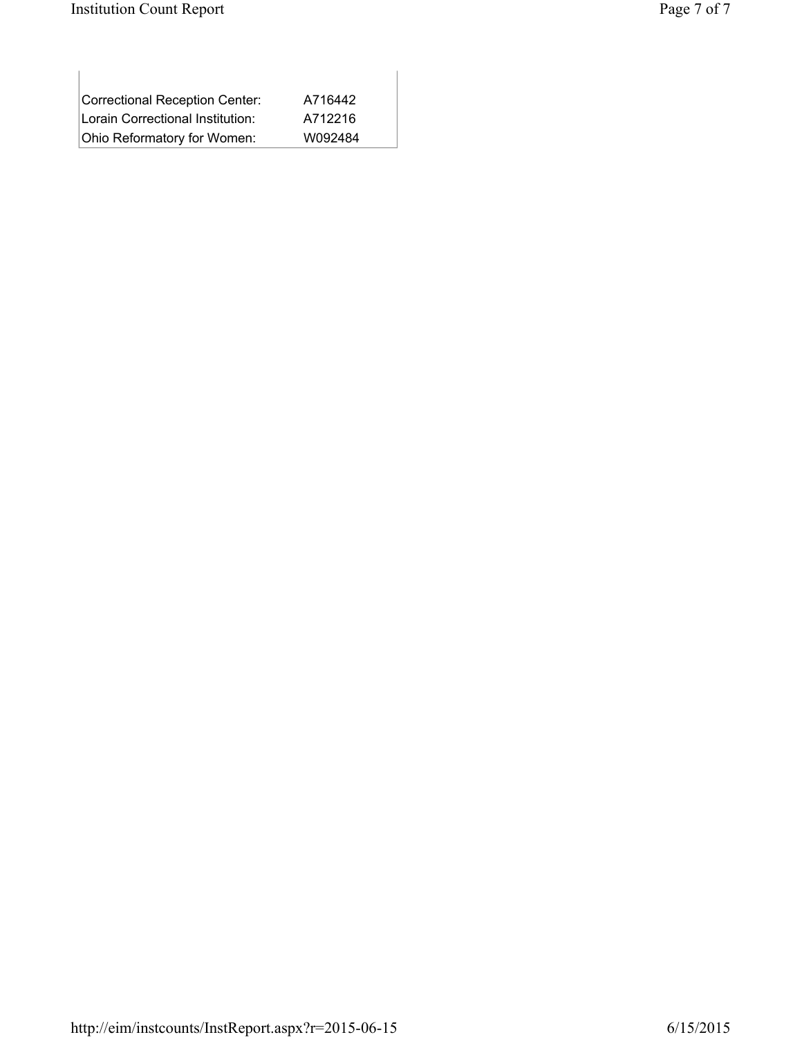| | |
|---|---|
| Correctional Reception Center: | A716442 |
| Lorain Correctional Institution: | A712216 |
| Ohio Reformatory for Women: | W092484 |